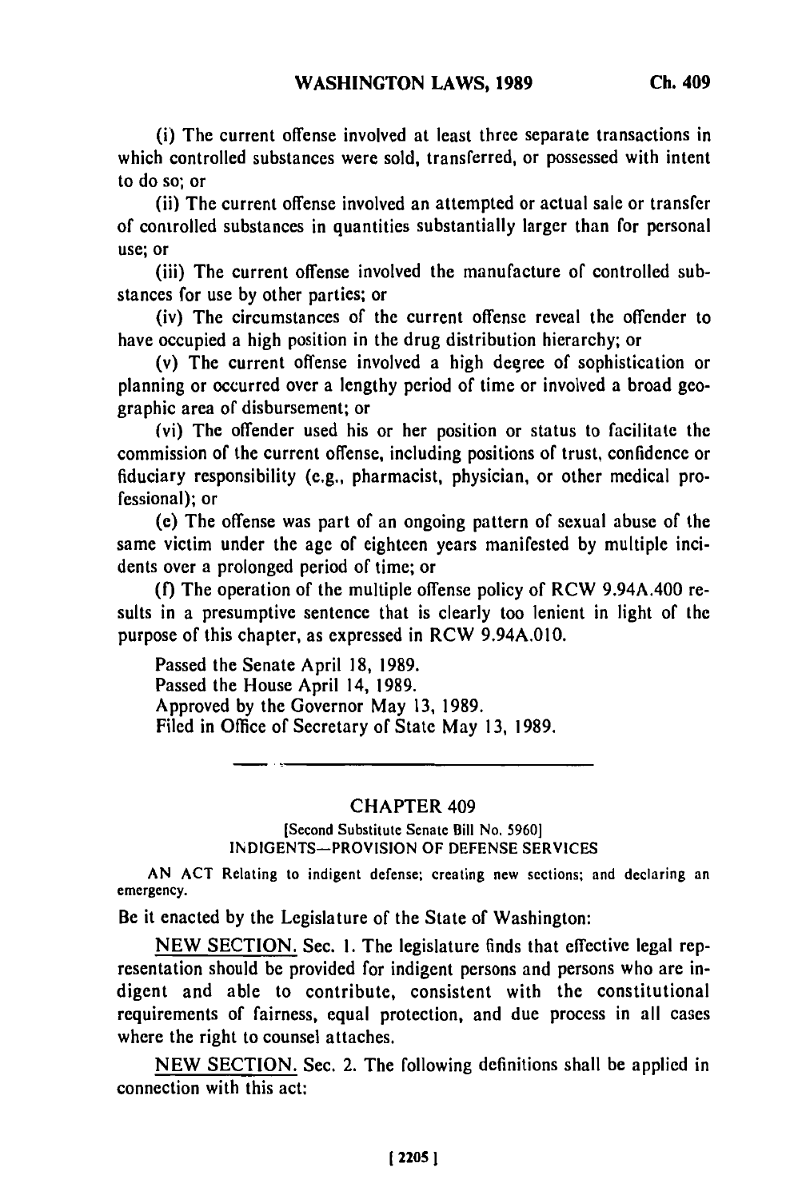(i) The current offense involved at least three separate transactions in which controlled substances were sold, transferred, or possessed with intent to do so; or

(ii) The current offense involved an attempted or actual sale or transfer of controlled substances in quantities substantially larger than for personal use; or

(iii) The current offense involved the manufacture of controlled substances for use by other parties; or

(iv) The circumstances of the current offense reveal the offender to have occupied a high position in the drug distribution hierarchy; or

(v) The current offense involved a high degree of sophistication or planning or occurred over a lengthy period of time or involved a broad geographic area of disbursement; or

(vi) The offender used his or her position or status to facilitate the commission of the current offense, including positions of trust, confidence or fiduciary responsibility (e.g., pharmacist, physician, or other medical professional); or

(e) The offense was part of an ongoing pattern of sexual abuse of the same victim under the age of eighteen years manifested by multiple incidents over a prolonged period of time; or

(f) The operation of the multiple offense policy of RCW 9.94A.400 results in a presumptive sentence that is clearly too lenient in light of the purpose of this chapter, as expressed in RCW 9.94A.010.

Passed the Senate April 18, 1989.
Passed the House April 14, 1989.
Approved by the Governor May 13, 1989.
Filed in Office of Secretary of State May 13, 1989.

---

## CHAPTER 409

[Second Substitute Senate Bill No. 5960]
INDIGENTS—PROVISION OF DEFENSE SERVICES

AN ACT Relating to indigent defense; creating new sections; and declaring an emergency.

Be it enacted by the Legislature of the State of Washington:

NEW SECTION. Sec. 1. The legislature finds that effective legal representation should be provided for indigent persons and persons who are indigent and able to contribute, consistent with the constitutional requirements of fairness, equal protection, and due process in all cases where the right to counsel attaches.

NEW SECTION. Sec. 2. The following definitions shall be applied in connection with this act: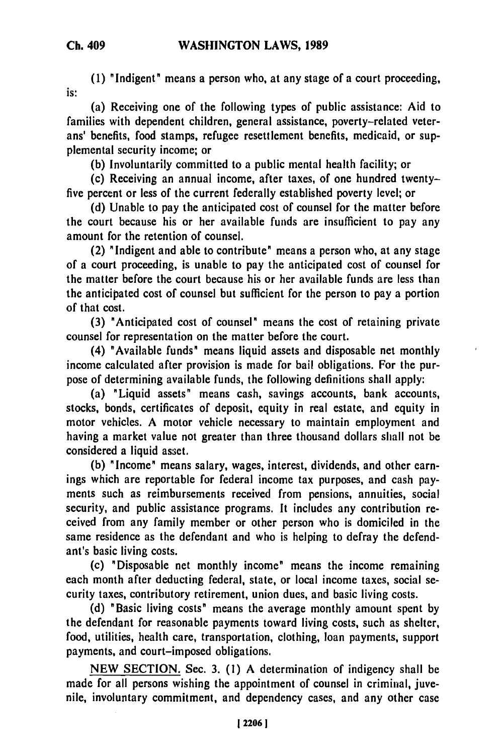(1) "Indigent" means a person who, at any stage of a court proceeding, is:

(a) Receiving one of the following types of public assistance: Aid to families with dependent children, general assistance, poverty-related veterans' benefits, food stamps, refugee resettlement benefits, medicaid, or supplemental security income; or

(b) Involuntarily committed to a public mental health facility; or

(c) Receiving an annual income, after taxes, of one hundred twenty-five percent or less of the current federally established poverty level; or

(d) Unable to pay the anticipated cost of counsel for the matter before the court because his or her available funds are insufficient to pay any amount for the retention of counsel.

(2) "Indigent and able to contribute" means a person who, at any stage of a court proceeding, is unable to pay the anticipated cost of counsel for the matter before the court because his or her available funds are less than the anticipated cost of counsel but sufficient for the person to pay a portion of that cost.

(3) "Anticipated cost of counsel" means the cost of retaining private counsel for representation on the matter before the court.

(4) "Available funds" means liquid assets and disposable net monthly income calculated after provision is made for bail obligations. For the purpose of determining available funds, the following definitions shall apply:

(a) "Liquid assets" means cash, savings accounts, bank accounts, stocks, bonds, certificates of deposit, equity in real estate, and equity in motor vehicles. A motor vehicle necessary to maintain employment and having a market value not greater than three thousand dollars shall not be considered a liquid asset.

(b) "Income" means salary, wages, interest, dividends, and other earnings which are reportable for federal income tax purposes, and cash payments such as reimbursements received from pensions, annuities, social security, and public assistance programs. It includes any contribution received from any family member or other person who is domiciled in the same residence as the defendant and who is helping to defray the defendant's basic living costs.

(c) "Disposable net monthly income" means the income remaining each month after deducting federal, state, or local income taxes, social security taxes, contributory retirement, union dues, and basic living costs.

(d) "Basic living costs" means the average monthly amount spent by the defendant for reasonable payments toward living costs, such as shelter, food, utilities, health care, transportation, clothing, loan payments, support payments, and court-imposed obligations.

NEW SECTION. Sec. 3. (1) A determination of indigency shall be made for all persons wishing the appointment of counsel in criminal, juvenile, involuntary commitment, and dependency cases, and any other case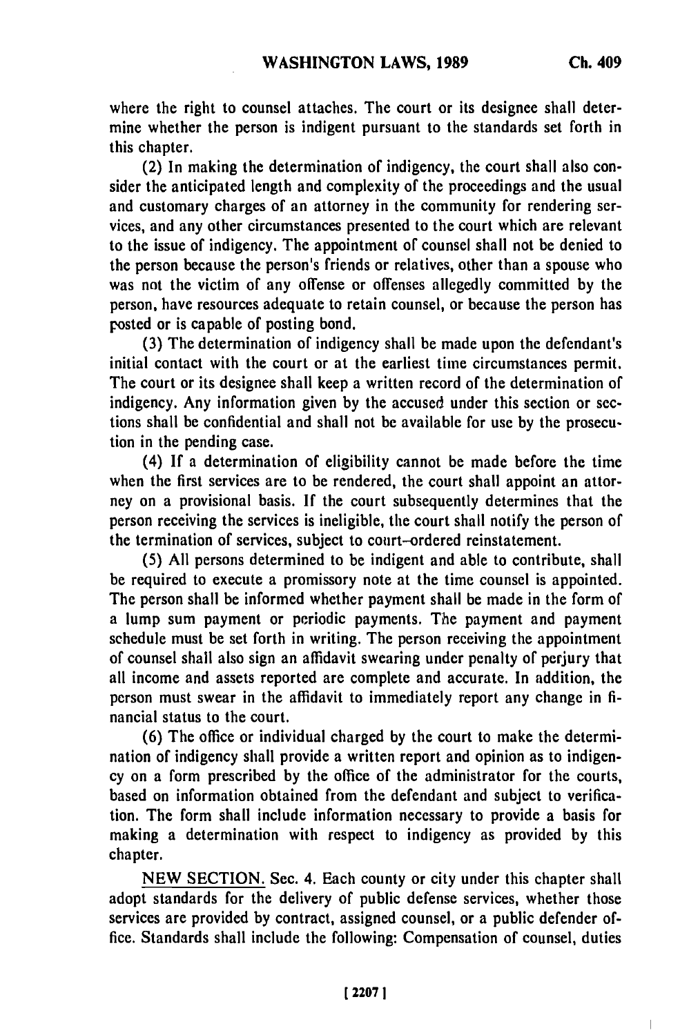where the right to counsel attaches. The court or its designee shall determine whether the person is indigent pursuant to the standards set forth in this chapter.

(2) In making the determination of indigency, the court shall also consider the anticipated length and complexity of the proceedings and the usual and customary charges of an attorney in the community for rendering services, and any other circumstances presented to the court which are relevant to the issue of indigency. The appointment of counsel shall not be denied to the person because the person's friends or relatives, other than a spouse who was not the victim of any offense or offenses allegedly committed by the person, have resources adequate to retain counsel, or because the person has posted or is capable of posting bond.

(3) The determination of indigency shall be made upon the defendant's initial contact with the court or at the earliest time circumstances permit. The court or its designee shall keep a written record of the determination of indigency. Any information given by the accused under this section or sections shall be confidential and shall not be available for use by the prosecution in the pending case.

(4) If a determination of eligibility cannot be made before the time when the first services are to be rendered, the court shall appoint an attorney on a provisional basis. If the court subsequently determines that the person receiving the services is ineligible, the court shall notify the person of the termination of services, subject to court-ordered reinstatement.

(5) All persons determined to be indigent and able to contribute, shall be required to execute a promissory note at the time counsel is appointed. The person shall be informed whether payment shall be made in the form of a lump sum payment or periodic payments. The payment and payment schedule must be set forth in writing. The person receiving the appointment of counsel shall also sign an affidavit swearing under penalty of perjury that all income and assets reported are complete and accurate. In addition, the person must swear in the affidavit to immediately report any change in financial status to the court.

(6) The office or individual charged by the court to make the determination of indigency shall provide a written report and opinion as to indigency on a form prescribed by the office of the administrator for the courts, based on information obtained from the defendant and subject to verification. The form shall include information necessary to provide a basis for making a determination with respect to indigency as provided by this chapter.

NEW SECTION. Sec. 4. Each county or city under this chapter shall adopt standards for the delivery of public defense services, whether those services are provided by contract, assigned counsel, or a public defender office. Standards shall include the following: Compensation of counsel, duties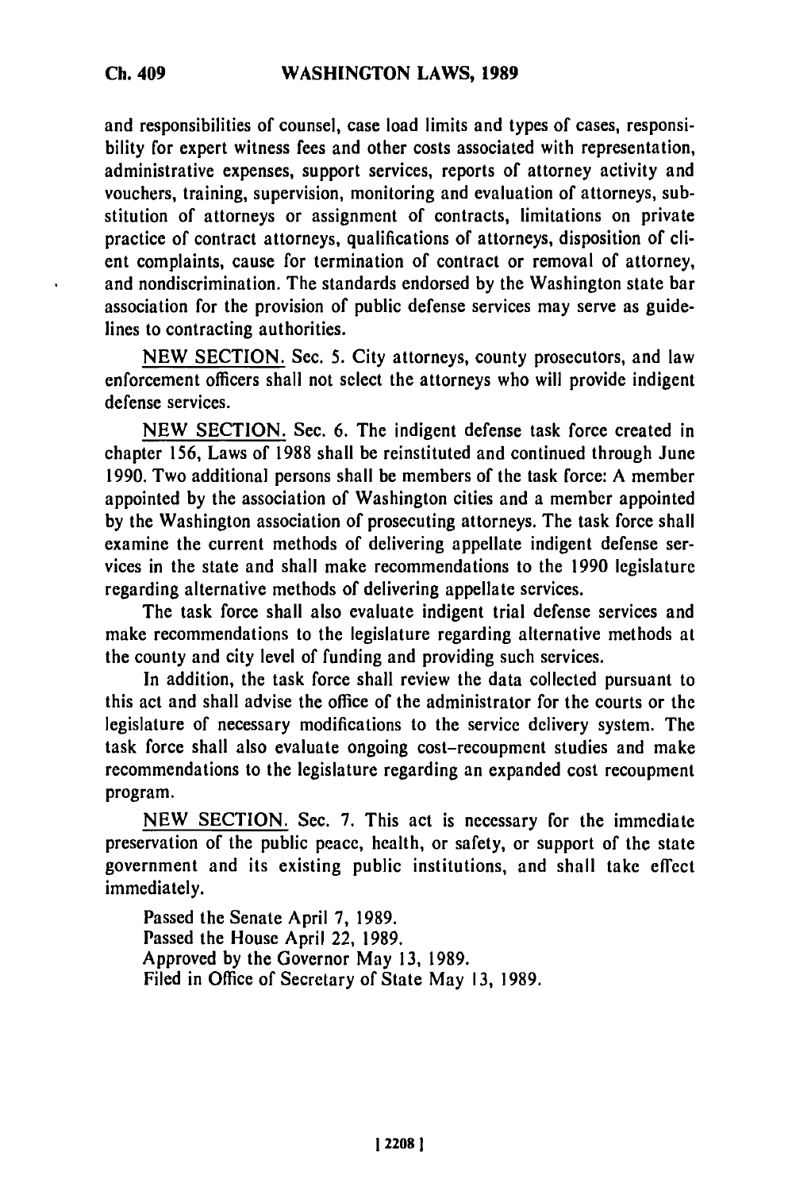and responsibilities of counsel, case load limits and types of cases, responsibility for expert witness fees and other costs associated with representation, administrative expenses, support services, reports of attorney activity and vouchers, training, supervision, monitoring and evaluation of attorneys, substitution of attorneys or assignment of contracts, limitations on private practice of contract attorneys, qualifications of attorneys, disposition of client complaints, cause for termination of contract or removal of attorney, and nondiscrimination. The standards endorsed by the Washington state bar association for the provision of public defense services may serve as guidelines to contracting authorities.

NEW SECTION. Sec. 5. City attorneys, county prosecutors, and law enforcement officers shall not select the attorneys who will provide indigent defense services.

NEW SECTION. Sec. 6. The indigent defense task force created in chapter 156, Laws of 1988 shall be reinstituted and continued through June 1990. Two additional persons shall be members of the task force: A member appointed by the association of Washington cities and a member appointed by the Washington association of prosecuting attorneys. The task force shall examine the current methods of delivering appellate indigent defense services in the state and shall make recommendations to the 1990 legislature regarding alternative methods of delivering appellate services.

The task force shall also evaluate indigent trial defense services and make recommendations to the legislature regarding alternative methods at the county and city level of funding and providing such services.

In addition, the task force shall review the data collected pursuant to this act and shall advise the office of the administrator for the courts or the legislature of necessary modifications to the service delivery system. The task force shall also evaluate ongoing cost-recoupment studies and make recommendations to the legislature regarding an expanded cost recoupment program.

NEW SECTION. Sec. 7. This act is necessary for the immediate preservation of the public peace, health, or safety, or support of the state government and its existing public institutions, and shall take effect immediately.

Passed the Senate April 7, 1989.
Passed the House April 22, 1989.
Approved by the Governor May 13, 1989.
Filed in Office of Secretary of State May 13, 1989.